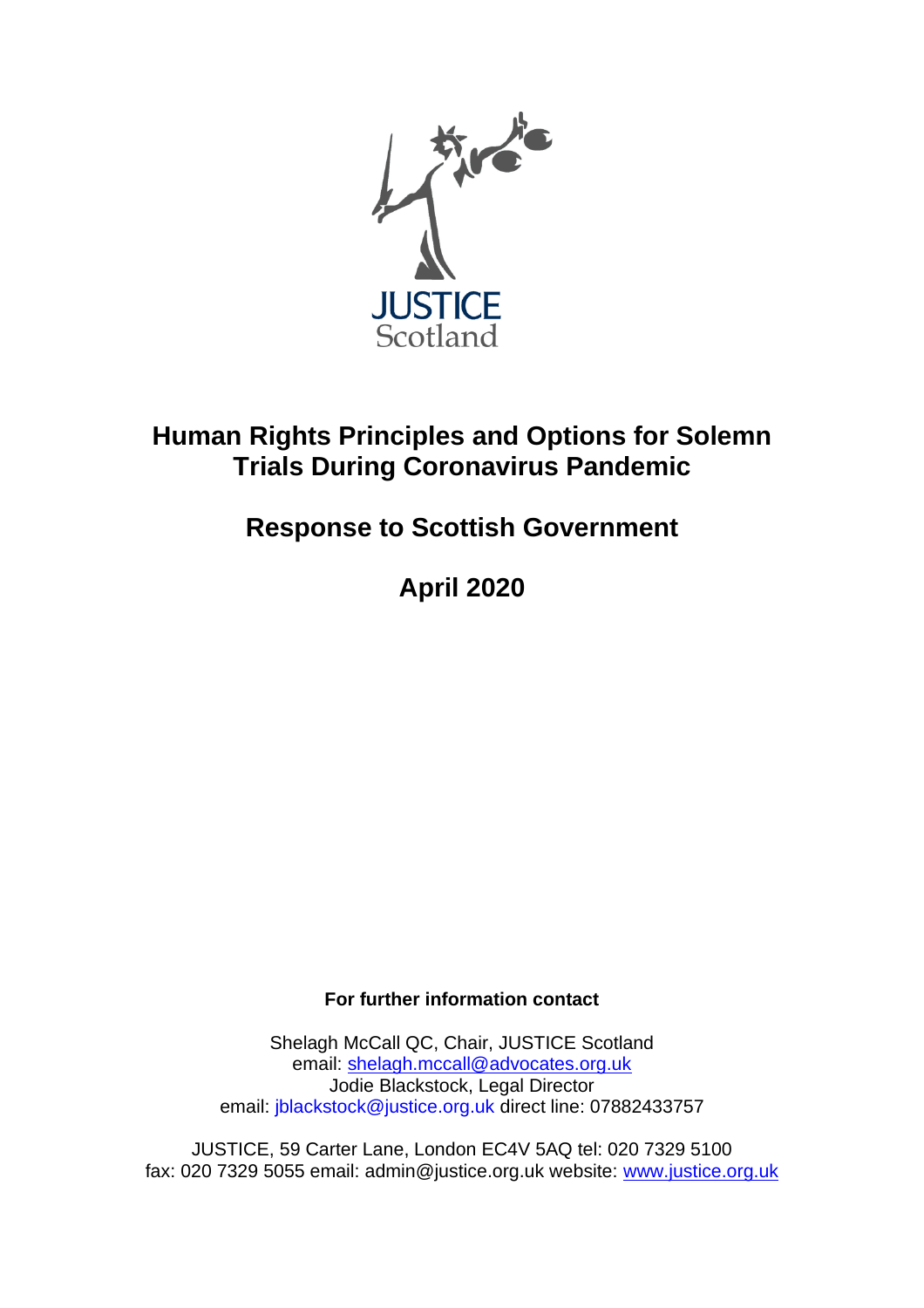JUSTICE
Scotland

# Human Rights Principles and Options for Solemn Trials During Coronavirus Pandemic

## Response to Scottish Government

## April 2020

**For further information contact**

Shelagh McCall QC, Chair, JUSTICE Scotland
email: shelagh.mccall@advocates.org.uk
Jodie Blackstock, Legal Director
email: jblackstock@justice.org.uk direct line: 07882433757

JUSTICE, 59 Carter Lane, London EC4V 5AQ tel: 020 7329 5100
fax: 020 7329 5055 email: admin@justice.org.uk website: www.justice.org.uk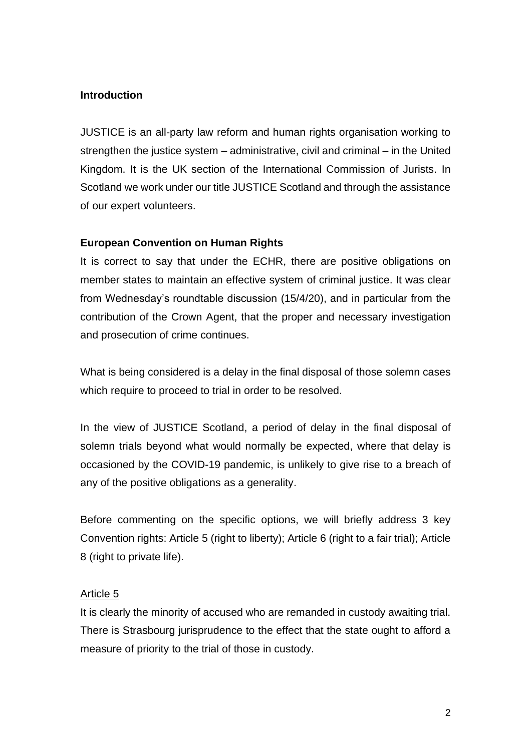## Introduction

JUSTICE is an all-party law reform and human rights organisation working to strengthen the justice system – administrative, civil and criminal – in the United Kingdom. It is the UK section of the International Commission of Jurists. In Scotland we work under our title JUSTICE Scotland and through the assistance of our expert volunteers.

## European Convention on Human Rights

It is correct to say that under the ECHR, there are positive obligations on member states to maintain an effective system of criminal justice. It was clear from Wednesday's roundtable discussion (15/4/20), and in particular from the contribution of the Crown Agent, that the proper and necessary investigation and prosecution of crime continues.

What is being considered is a delay in the final disposal of those solemn cases which require to proceed to trial in order to be resolved.

In the view of JUSTICE Scotland, a period of delay in the final disposal of solemn trials beyond what would normally be expected, where that delay is occasioned by the COVID-19 pandemic, is unlikely to give rise to a breach of any of the positive obligations as a generality.

Before commenting on the specific options, we will briefly address 3 key Convention rights: Article 5 (right to liberty); Article 6 (right to a fair trial); Article 8 (right to private life).

### Article 5

It is clearly the minority of accused who are remanded in custody awaiting trial. There is Strasbourg jurisprudence to the effect that the state ought to afford a measure of priority to the trial of those in custody.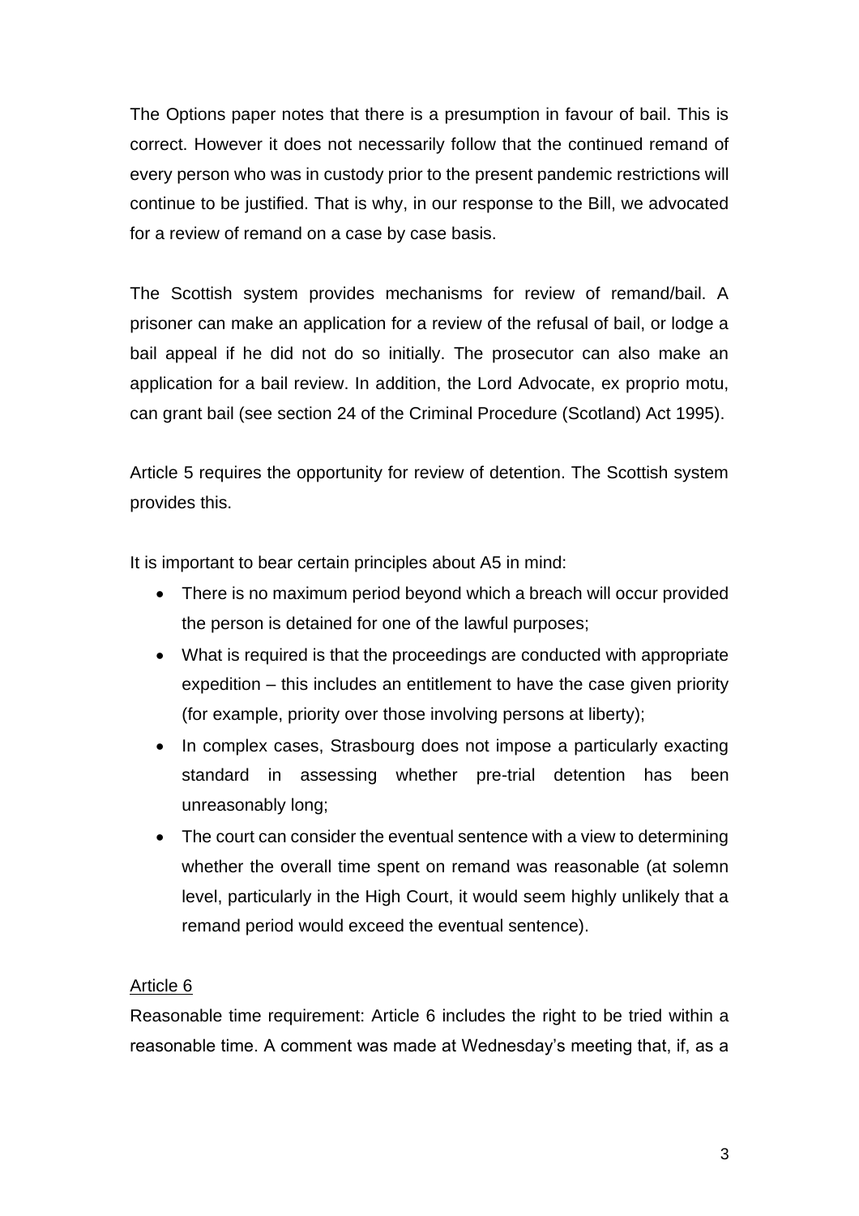The Options paper notes that there is a presumption in favour of bail. This is correct. However it does not necessarily follow that the continued remand of every person who was in custody prior to the present pandemic restrictions will continue to be justified. That is why, in our response to the Bill, we advocated for a review of remand on a case by case basis.

The Scottish system provides mechanisms for review of remand/bail. A prisoner can make an application for a review of the refusal of bail, or lodge a bail appeal if he did not do so initially. The prosecutor can also make an application for a bail review. In addition, the Lord Advocate, ex proprio motu, can grant bail (see section 24 of the Criminal Procedure (Scotland) Act 1995).

Article 5 requires the opportunity for review of detention. The Scottish system provides this.

It is important to bear certain principles about A5 in mind:

- There is no maximum period beyond which a breach will occur provided the person is detained for one of the lawful purposes;
- What is required is that the proceedings are conducted with appropriate expedition – this includes an entitlement to have the case given priority (for example, priority over those involving persons at liberty);
- In complex cases, Strasbourg does not impose a particularly exacting standard in assessing whether pre-trial detention has been unreasonably long;
- The court can consider the eventual sentence with a view to determining whether the overall time spent on remand was reasonable (at solemn level, particularly in the High Court, it would seem highly unlikely that a remand period would exceed the eventual sentence).

<u>Article 6</u>

Reasonable time requirement: Article 6 includes the right to be tried within a reasonable time. A comment was made at Wednesday's meeting that, if, as a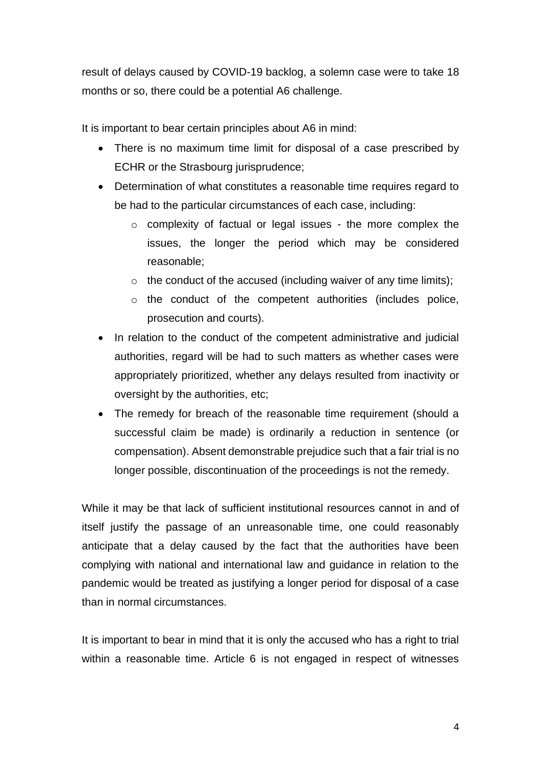result of delays caused by COVID-19 backlog, a solemn case were to take 18 months or so, there could be a potential A6 challenge.

It is important to bear certain principles about A6 in mind:

- There is no maximum time limit for disposal of a case prescribed by ECHR or the Strasbourg jurisprudence;
- Determination of what constitutes a reasonable time requires regard to be had to the particular circumstances of each case, including:
    - complexity of factual or legal issues - the more complex the issues, the longer the period which may be considered reasonable;
    - the conduct of the accused (including waiver of any time limits);
    - the conduct of the competent authorities (includes police, prosecution and courts).
- In relation to the conduct of the competent administrative and judicial authorities, regard will be had to such matters as whether cases were appropriately prioritized, whether any delays resulted from inactivity or oversight by the authorities, etc;
- The remedy for breach of the reasonable time requirement (should a successful claim be made) is ordinarily a reduction in sentence (or compensation). Absent demonstrable prejudice such that a fair trial is no longer possible, discontinuation of the proceedings is not the remedy.

While it may be that lack of sufficient institutional resources cannot in and of itself justify the passage of an unreasonable time, one could reasonably anticipate that a delay caused by the fact that the authorities have been complying with national and international law and guidance in relation to the pandemic would be treated as justifying a longer period for disposal of a case than in normal circumstances.

It is important to bear in mind that it is only the accused who has a right to trial within a reasonable time. Article 6 is not engaged in respect of witnesses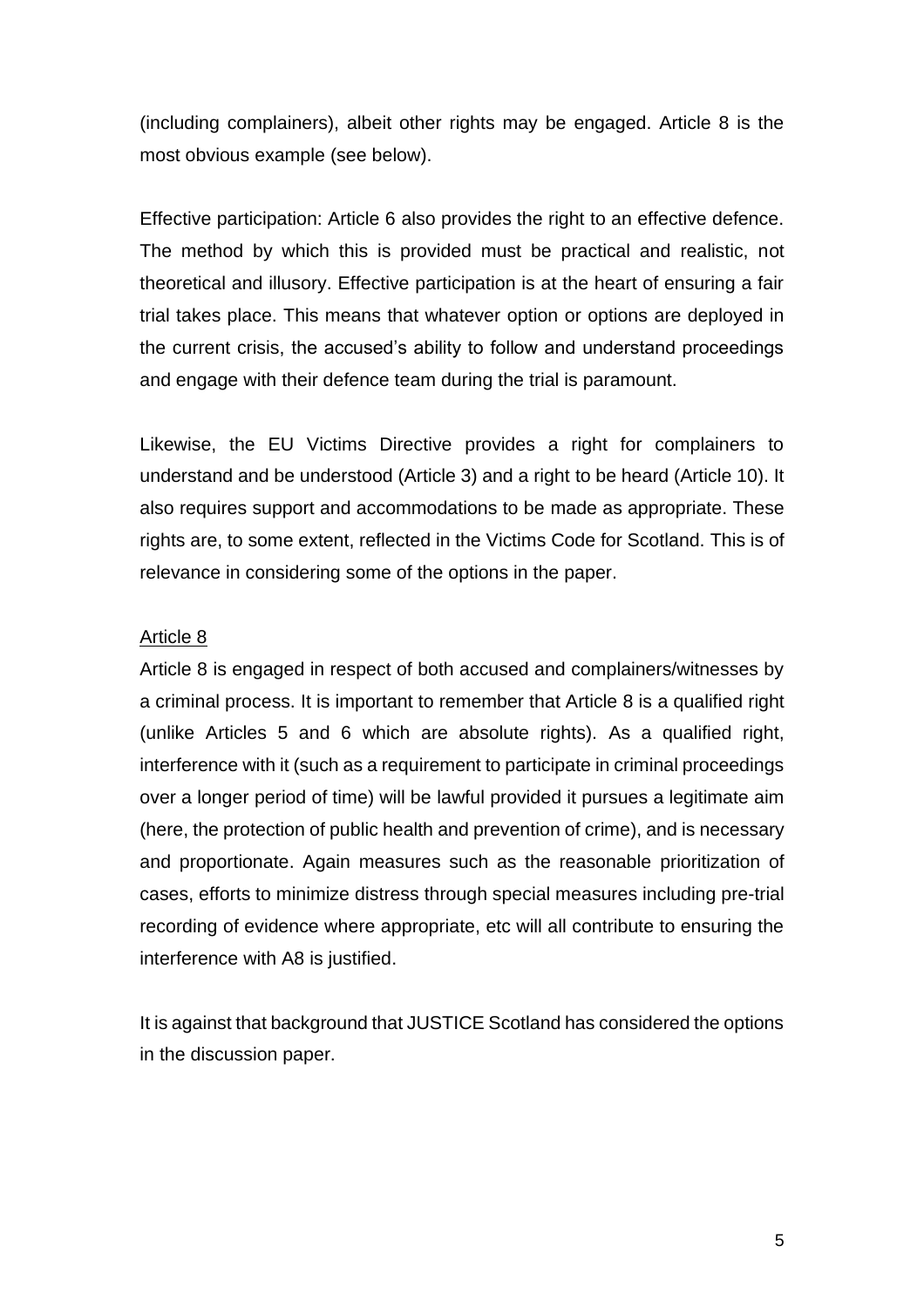(including complainers), albeit other rights may be engaged. Article 8 is the most obvious example (see below).

Effective participation: Article 6 also provides the right to an effective defence. The method by which this is provided must be practical and realistic, not theoretical and illusory. Effective participation is at the heart of ensuring a fair trial takes place. This means that whatever option or options are deployed in the current crisis, the accused's ability to follow and understand proceedings and engage with their defence team during the trial is paramount.

Likewise, the EU Victims Directive provides a right for complainers to understand and be understood (Article 3) and a right to be heard (Article 10). It also requires support and accommodations to be made as appropriate. These rights are, to some extent, reflected in the Victims Code for Scotland. This is of relevance in considering some of the options in the paper.

<u>Article 8</u>

Article 8 is engaged in respect of both accused and complainers/witnesses by a criminal process. It is important to remember that Article 8 is a qualified right (unlike Articles 5 and 6 which are absolute rights). As a qualified right, interference with it (such as a requirement to participate in criminal proceedings over a longer period of time) will be lawful provided it pursues a legitimate aim (here, the protection of public health and prevention of crime), and is necessary and proportionate. Again measures such as the reasonable prioritization of cases, efforts to minimize distress through special measures including pre-trial recording of evidence where appropriate, etc will all contribute to ensuring the interference with A8 is justified.

It is against that background that JUSTICE Scotland has considered the options in the discussion paper.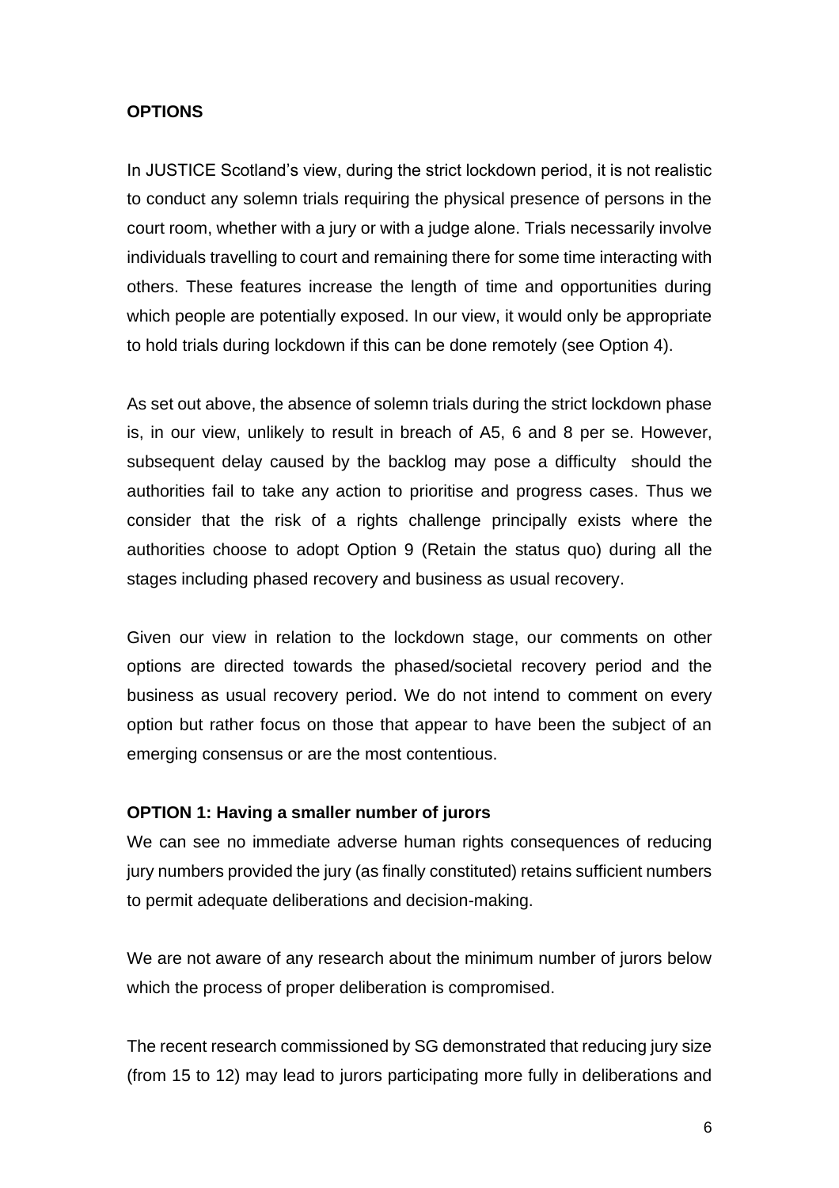## OPTIONS

In JUSTICE Scotland's view, during the strict lockdown period, it is not realistic to conduct any solemn trials requiring the physical presence of persons in the court room, whether with a jury or with a judge alone. Trials necessarily involve individuals travelling to court and remaining there for some time interacting with others. These features increase the length of time and opportunities during which people are potentially exposed. In our view, it would only be appropriate to hold trials during lockdown if this can be done remotely (see Option 4).

As set out above, the absence of solemn trials during the strict lockdown phase is, in our view, unlikely to result in breach of A5, 6 and 8 per se. However, subsequent delay caused by the backlog may pose a difficulty should the authorities fail to take any action to prioritise and progress cases. Thus we consider that the risk of a rights challenge principally exists where the authorities choose to adopt Option 9 (Retain the status quo) during all the stages including phased recovery and business as usual recovery.

Given our view in relation to the lockdown stage, our comments on other options are directed towards the phased/societal recovery period and the business as usual recovery period. We do not intend to comment on every option but rather focus on those that appear to have been the subject of an emerging consensus or are the most contentious.

### OPTION 1: Having a smaller number of jurors

We can see no immediate adverse human rights consequences of reducing jury numbers provided the jury (as finally constituted) retains sufficient numbers to permit adequate deliberations and decision-making.

We are not aware of any research about the minimum number of jurors below which the process of proper deliberation is compromised.

The recent research commissioned by SG demonstrated that reducing jury size (from 15 to 12) may lead to jurors participating more fully in deliberations and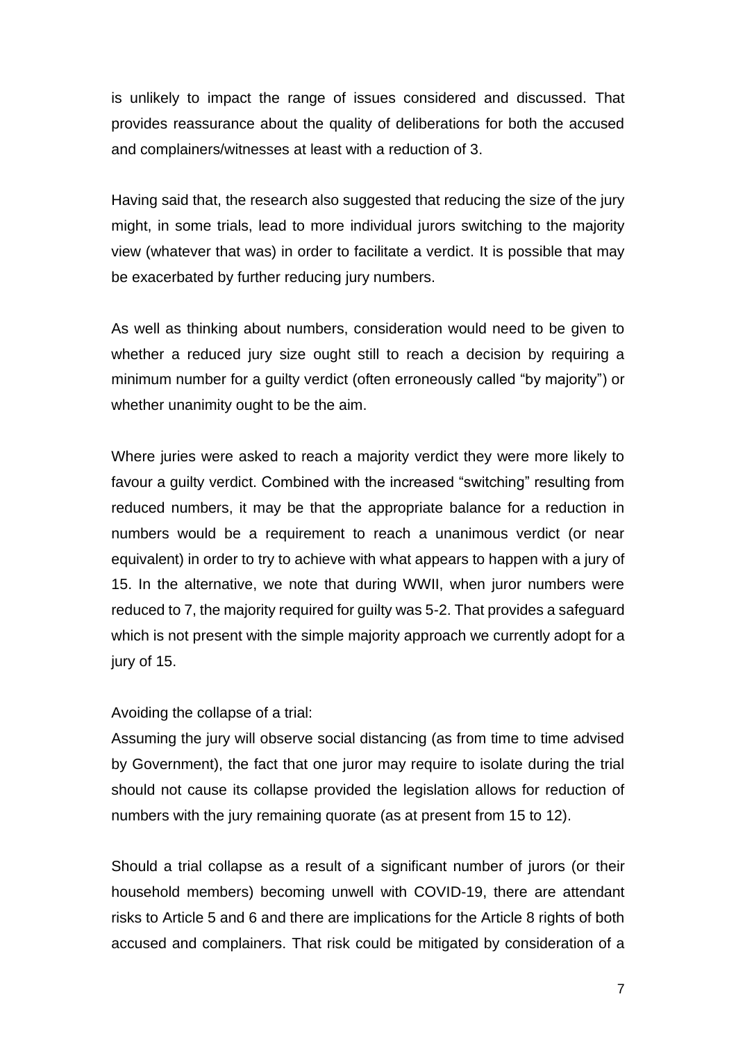is unlikely to impact the range of issues considered and discussed. That provides reassurance about the quality of deliberations for both the accused and complainers/witnesses at least with a reduction of 3.

Having said that, the research also suggested that reducing the size of the jury might, in some trials, lead to more individual jurors switching to the majority view (whatever that was) in order to facilitate a verdict. It is possible that may be exacerbated by further reducing jury numbers.

As well as thinking about numbers, consideration would need to be given to whether a reduced jury size ought still to reach a decision by requiring a minimum number for a guilty verdict (often erroneously called "by majority") or whether unanimity ought to be the aim.

Where juries were asked to reach a majority verdict they were more likely to favour a guilty verdict. Combined with the increased "switching" resulting from reduced numbers, it may be that the appropriate balance for a reduction in numbers would be a requirement to reach a unanimous verdict (or near equivalent) in order to try to achieve with what appears to happen with a jury of 15. In the alternative, we note that during WWII, when juror numbers were reduced to 7, the majority required for guilty was 5-2. That provides a safeguard which is not present with the simple majority approach we currently adopt for a jury of 15.

Avoiding the collapse of a trial:

Assuming the jury will observe social distancing (as from time to time advised by Government), the fact that one juror may require to isolate during the trial should not cause its collapse provided the legislation allows for reduction of numbers with the jury remaining quorate (as at present from 15 to 12).

Should a trial collapse as a result of a significant number of jurors (or their household members) becoming unwell with COVID-19, there are attendant risks to Article 5 and 6 and there are implications for the Article 8 rights of both accused and complainers. That risk could be mitigated by consideration of a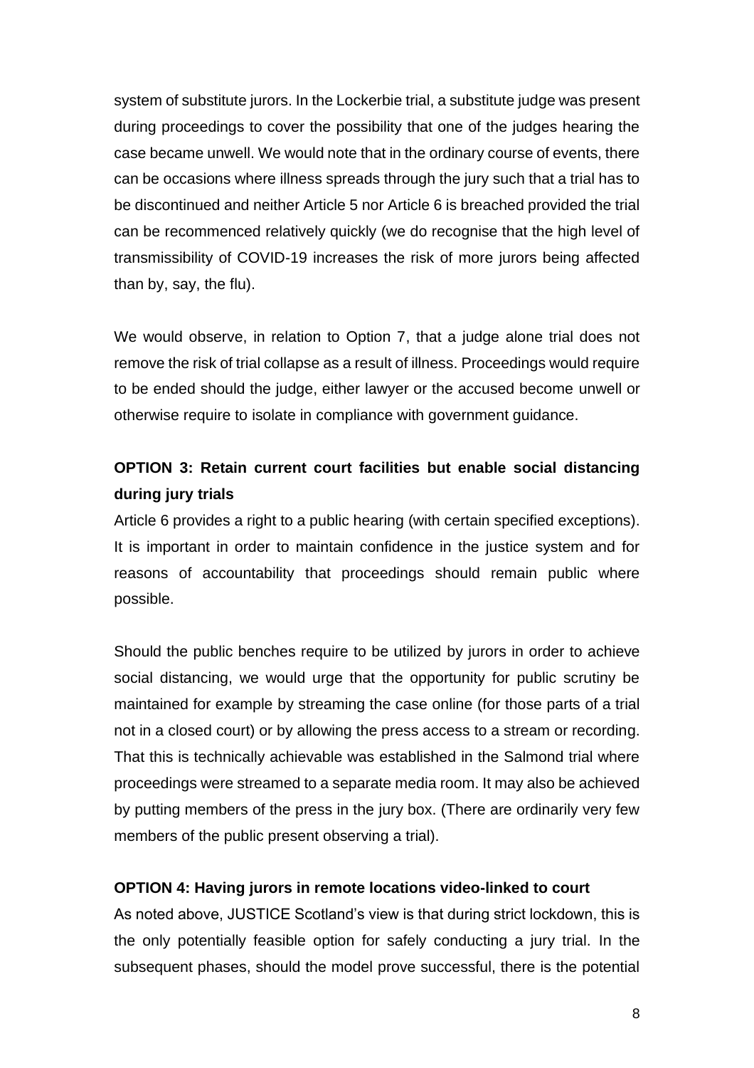system of substitute jurors. In the Lockerbie trial, a substitute judge was present during proceedings to cover the possibility that one of the judges hearing the case became unwell. We would note that in the ordinary course of events, there can be occasions where illness spreads through the jury such that a trial has to be discontinued and neither Article 5 nor Article 6 is breached provided the trial can be recommenced relatively quickly (we do recognise that the high level of transmissibility of COVID-19 increases the risk of more jurors being affected than by, say, the flu).

We would observe, in relation to Option 7, that a judge alone trial does not remove the risk of trial collapse as a result of illness. Proceedings would require to be ended should the judge, either lawyer or the accused become unwell or otherwise require to isolate in compliance with government guidance.

**OPTION 3: Retain current court facilities but enable social distancing during jury trials**

Article 6 provides a right to a public hearing (with certain specified exceptions). It is important in order to maintain confidence in the justice system and for reasons of accountability that proceedings should remain public where possible.

Should the public benches require to be utilized by jurors in order to achieve social distancing, we would urge that the opportunity for public scrutiny be maintained for example by streaming the case online (for those parts of a trial not in a closed court) or by allowing the press access to a stream or recording. That this is technically achievable was established in the Salmond trial where proceedings were streamed to a separate media room. It may also be achieved by putting members of the press in the jury box. (There are ordinarily very few members of the public present observing a trial).

**OPTION 4: Having jurors in remote locations video-linked to court**

As noted above, JUSTICE Scotland's view is that during strict lockdown, this is the only potentially feasible option for safely conducting a jury trial. In the subsequent phases, should the model prove successful, there is the potential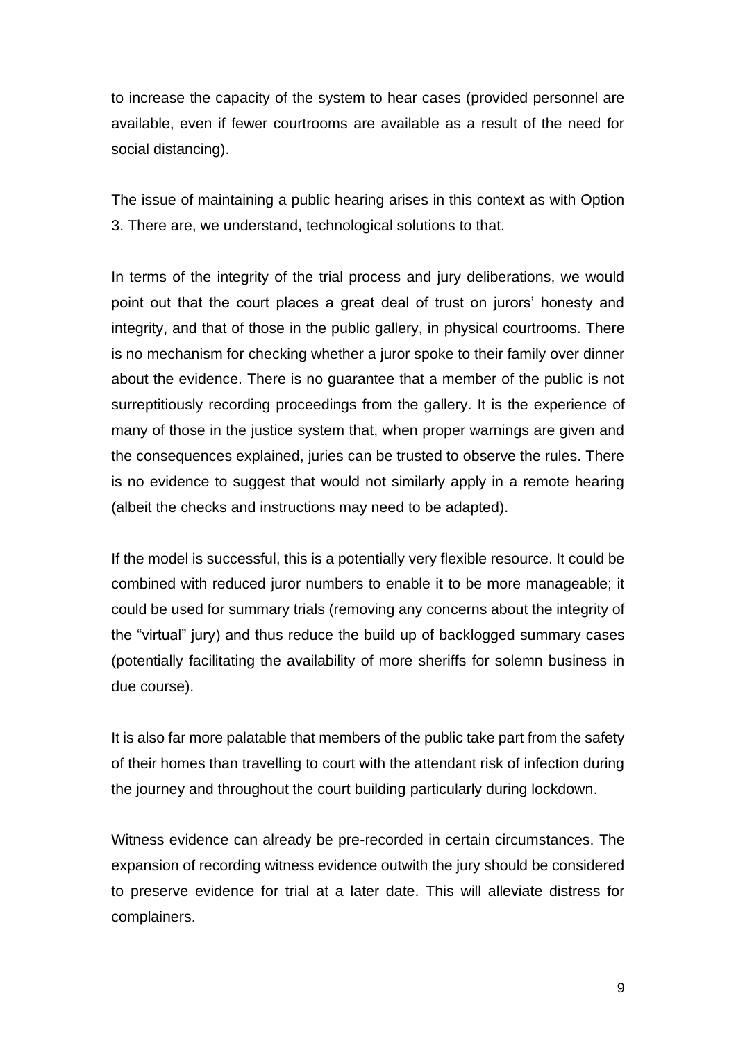to increase the capacity of the system to hear cases (provided personnel are available, even if fewer courtrooms are available as a result of the need for social distancing).

The issue of maintaining a public hearing arises in this context as with Option 3. There are, we understand, technological solutions to that.

In terms of the integrity of the trial process and jury deliberations, we would point out that the court places a great deal of trust on jurors' honesty and integrity, and that of those in the public gallery, in physical courtrooms. There is no mechanism for checking whether a juror spoke to their family over dinner about the evidence. There is no guarantee that a member of the public is not surreptitiously recording proceedings from the gallery. It is the experience of many of those in the justice system that, when proper warnings are given and the consequences explained, juries can be trusted to observe the rules. There is no evidence to suggest that would not similarly apply in a remote hearing (albeit the checks and instructions may need to be adapted).

If the model is successful, this is a potentially very flexible resource. It could be combined with reduced juror numbers to enable it to be more manageable; it could be used for summary trials (removing any concerns about the integrity of the "virtual" jury) and thus reduce the build up of backlogged summary cases (potentially facilitating the availability of more sheriffs for solemn business in due course).

It is also far more palatable that members of the public take part from the safety of their homes than travelling to court with the attendant risk of infection during the journey and throughout the court building particularly during lockdown.

Witness evidence can already be pre-recorded in certain circumstances. The expansion of recording witness evidence outwith the jury should be considered to preserve evidence for trial at a later date. This will alleviate distress for complainers.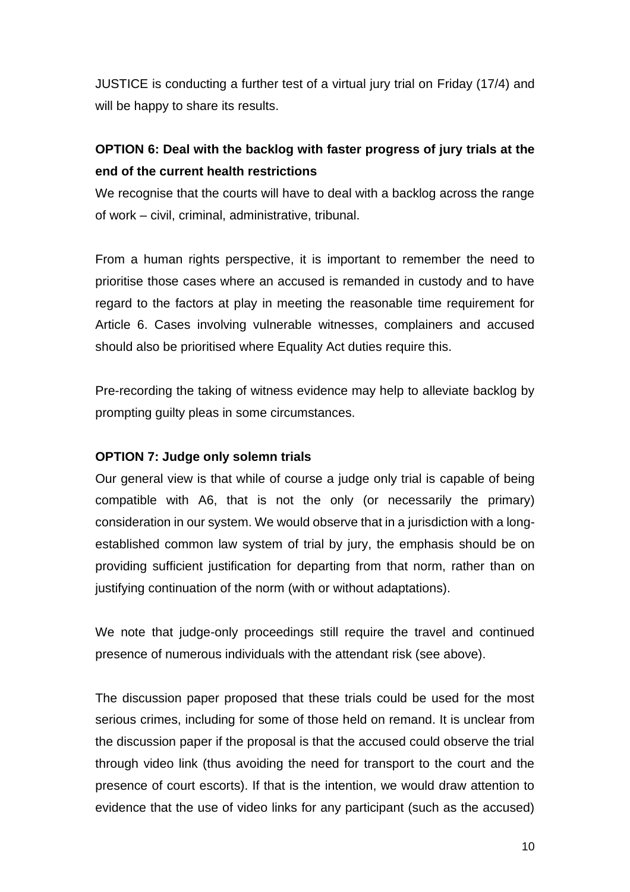JUSTICE is conducting a further test of a virtual jury trial on Friday (17/4) and will be happy to share its results.

**OPTION 6: Deal with the backlog with faster progress of jury trials at the end of the current health restrictions**

We recognise that the courts will have to deal with a backlog across the range of work – civil, criminal, administrative, tribunal.

From a human rights perspective, it is important to remember the need to prioritise those cases where an accused is remanded in custody and to have regard to the factors at play in meeting the reasonable time requirement for Article 6. Cases involving vulnerable witnesses, complainers and accused should also be prioritised where Equality Act duties require this.

Pre-recording the taking of witness evidence may help to alleviate backlog by prompting guilty pleas in some circumstances.

**OPTION 7: Judge only solemn trials**

Our general view is that while of course a judge only trial is capable of being compatible with A6, that is not the only (or necessarily the primary) consideration in our system. We would observe that in a jurisdiction with a long-established common law system of trial by jury, the emphasis should be on providing sufficient justification for departing from that norm, rather than on justifying continuation of the norm (with or without adaptations).

We note that judge-only proceedings still require the travel and continued presence of numerous individuals with the attendant risk (see above).

The discussion paper proposed that these trials could be used for the most serious crimes, including for some of those held on remand. It is unclear from the discussion paper if the proposal is that the accused could observe the trial through video link (thus avoiding the need for transport to the court and the presence of court escorts). If that is the intention, we would draw attention to evidence that the use of video links for any participant (such as the accused)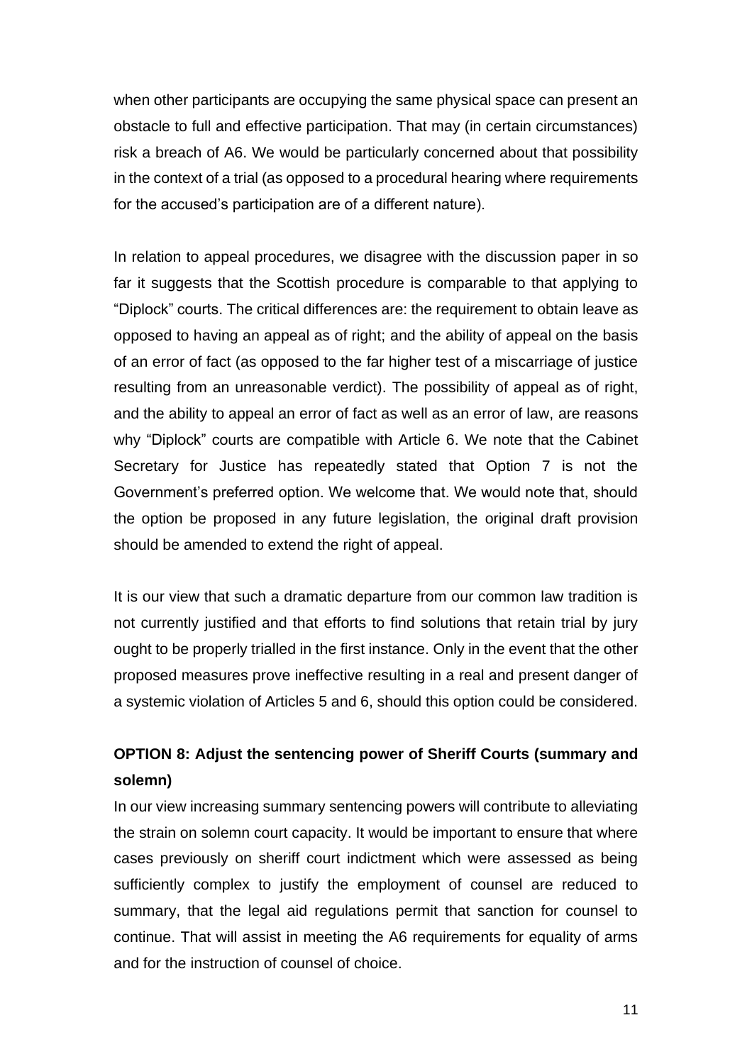when other participants are occupying the same physical space can present an obstacle to full and effective participation. That may (in certain circumstances) risk a breach of A6. We would be particularly concerned about that possibility in the context of a trial (as opposed to a procedural hearing where requirements for the accused's participation are of a different nature).

In relation to appeal procedures, we disagree with the discussion paper in so far it suggests that the Scottish procedure is comparable to that applying to "Diplock" courts. The critical differences are: the requirement to obtain leave as opposed to having an appeal as of right; and the ability of appeal on the basis of an error of fact (as opposed to the far higher test of a miscarriage of justice resulting from an unreasonable verdict). The possibility of appeal as of right, and the ability to appeal an error of fact as well as an error of law, are reasons why "Diplock" courts are compatible with Article 6. We note that the Cabinet Secretary for Justice has repeatedly stated that Option 7 is not the Government's preferred option. We welcome that. We would note that, should the option be proposed in any future legislation, the original draft provision should be amended to extend the right of appeal.

It is our view that such a dramatic departure from our common law tradition is not currently justified and that efforts to find solutions that retain trial by jury ought to be properly trialled in the first instance. Only in the event that the other proposed measures prove ineffective resulting in a real and present danger of a systemic violation of Articles 5 and 6, should this option could be considered.

**OPTION 8: Adjust the sentencing power of Sheriff Courts (summary and solemn)**

In our view increasing summary sentencing powers will contribute to alleviating the strain on solemn court capacity. It would be important to ensure that where cases previously on sheriff court indictment which were assessed as being sufficiently complex to justify the employment of counsel are reduced to summary, that the legal aid regulations permit that sanction for counsel to continue. That will assist in meeting the A6 requirements for equality of arms and for the instruction of counsel of choice.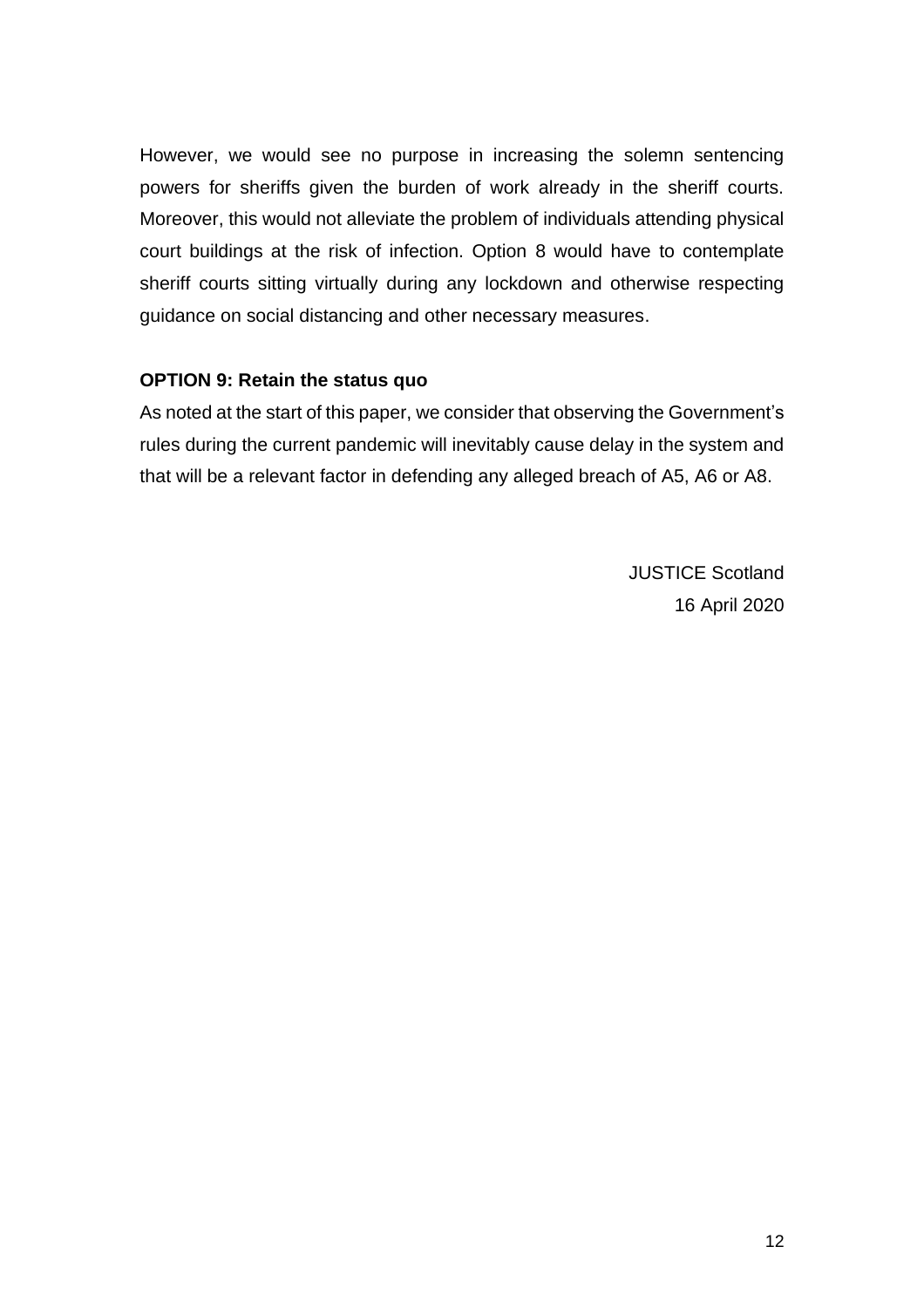However, we would see no purpose in increasing the solemn sentencing powers for sheriffs given the burden of work already in the sheriff courts. Moreover, this would not alleviate the problem of individuals attending physical court buildings at the risk of infection. Option 8 would have to contemplate sheriff courts sitting virtually during any lockdown and otherwise respecting guidance on social distancing and other necessary measures.

**OPTION 9: Retain the status quo**

As noted at the start of this paper, we consider that observing the Government's rules during the current pandemic will inevitably cause delay in the system and that will be a relevant factor in defending any alleged breach of A5, A6 or A8.

JUSTICE Scotland
16 April 2020